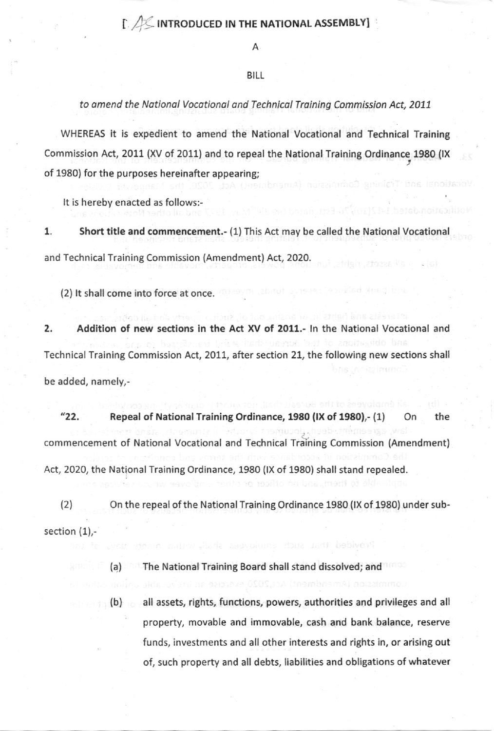[AS INTRODUCED IN THE NATIONAL ASSEMBLY]

A

BILL

*to amend the National Vocational and Technical Training Commission Act, 2011*

WHEREAS it is expedient to amend the National Vocational and Technical Training Commission Act, 2011 (XV of 2011) and to repeal the National Training Ordinance 1980 (IX of 1980) for the purposes hereinafter appearing;

It is hereby enacted as follows:-

1. **Short title and commencement.-** (1) This Act may be called the National Vocational and Technical Training Commission (Amendment) Act, 2020.

(2) It shall come into force at once.

2. **Addition of new sections in the Act XV of 2011.-** In the National Vocational and Technical Training Commission Act, 2011, after section 21, the following new sections shall be added, namely,-

"22. **Repeal of National Training Ordinance, 1980 (IX of 1980),-** (1) On the commencement of National Vocational and Technical Training Commission (Amendment) Act, 2020, the National Training Ordinance, 1980 (IX of 1980) shall stand repealed.

(2) On the repeal of the National Training Ordinance 1980 (IX of 1980) under sub-section (1),-

(a) The National Training Board shall stand dissolved; and

(b) all assets, rights, functions, powers, authorities and privileges and all property, movable and immovable, cash and bank balance, reserve funds, investments and all other interests and rights in, or arising out of, such property and all debts, liabilities and obligations of whatever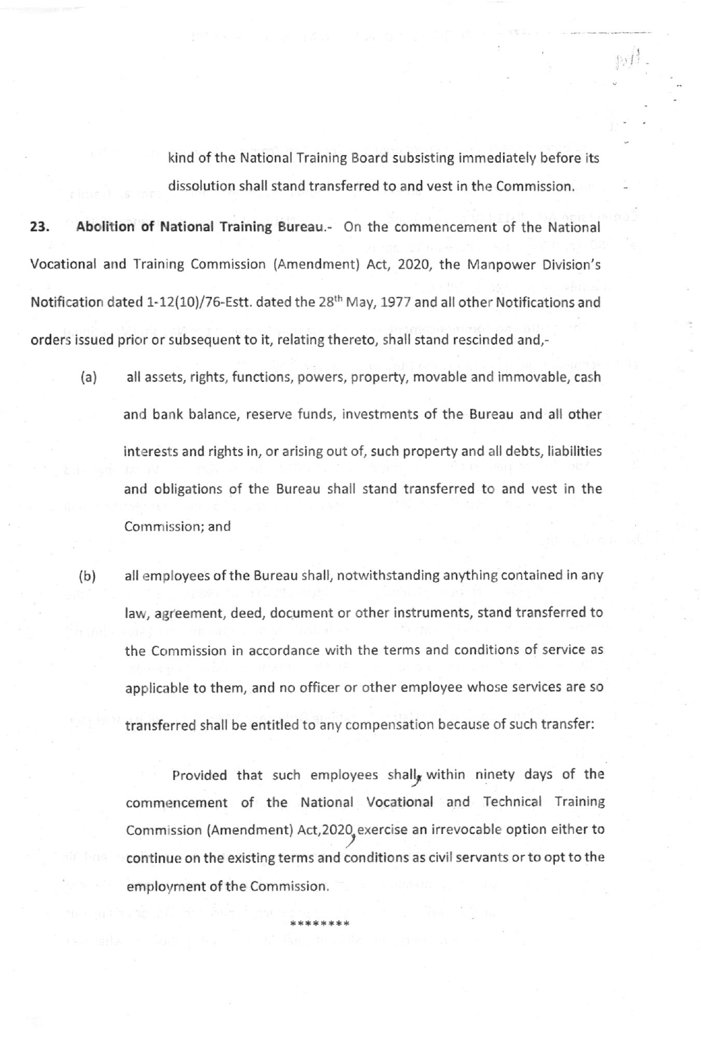kind of the National Training Board subsisting immediately before its dissolution shall stand transferred to and vest in the Commission.

**23. Abolition of National Training Bureau.-** On the commencement of the National Vocational and Training Commission (Amendment) Act, 2020, the Manpower Division's Notification dated 1-12(10)/76-Estt. dated the 28th May, 1977 and all other Notifications and orders issued prior or subsequent to it, relating thereto, shall stand rescinded and,-

(a) all assets, rights, functions, powers, property, movable and immovable, cash and bank balance, reserve funds, investments of the Bureau and all other interests and rights in, or arising out of, such property and all debts, liabilities and obligations of the Bureau shall stand transferred to and vest in the Commission; and

(b) all employees of the Bureau shall, notwithstanding anything contained in any law, agreement, deed, document or other instruments, stand transferred to the Commission in accordance with the terms and conditions of service as applicable to them, and no officer or other employee whose services are so transferred shall be entitled to any compensation because of such transfer:

Provided that such employees shall, within ninety days of the commencement of the National Vocational and Technical Training Commission (Amendment) Act,2020, exercise an irrevocable option either to continue on the existing terms and conditions as civil servants or to opt to the employment of the Commission.

*******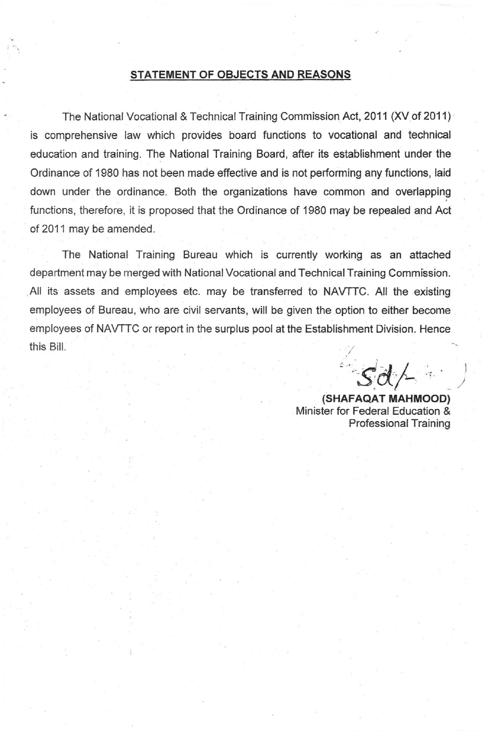## STATEMENT OF OBJECTS AND REASONS

The National Vocational & Technical Training Commission Act, 2011 (XV of 2011) is comprehensive law which provides board functions to vocational and technical education and training. The National Training Board, after its establishment under the Ordinance of 1980 has not been made effective and is not performing any functions, laid down under the ordinance. Both the organizations have common and overlapping functions, therefore, it is proposed that the Ordinance of 1980 may be repealed and Act of 2011 may be amended.

The National Training Bureau which is currently working as an attached department may be merged with National Vocational and Technical Training Commission. All its assets and employees etc. may be transferred to NAVTTC. All the existing employees of Bureau, who are civil servants, will be given the option to either become employees of NAVTTC or report in the surplus pool at the Establishment Division. Hence this Bill.

Sd/-

**(SHAFAQAT MAHMOOD)**
Minister for Federal Education &
Professional Training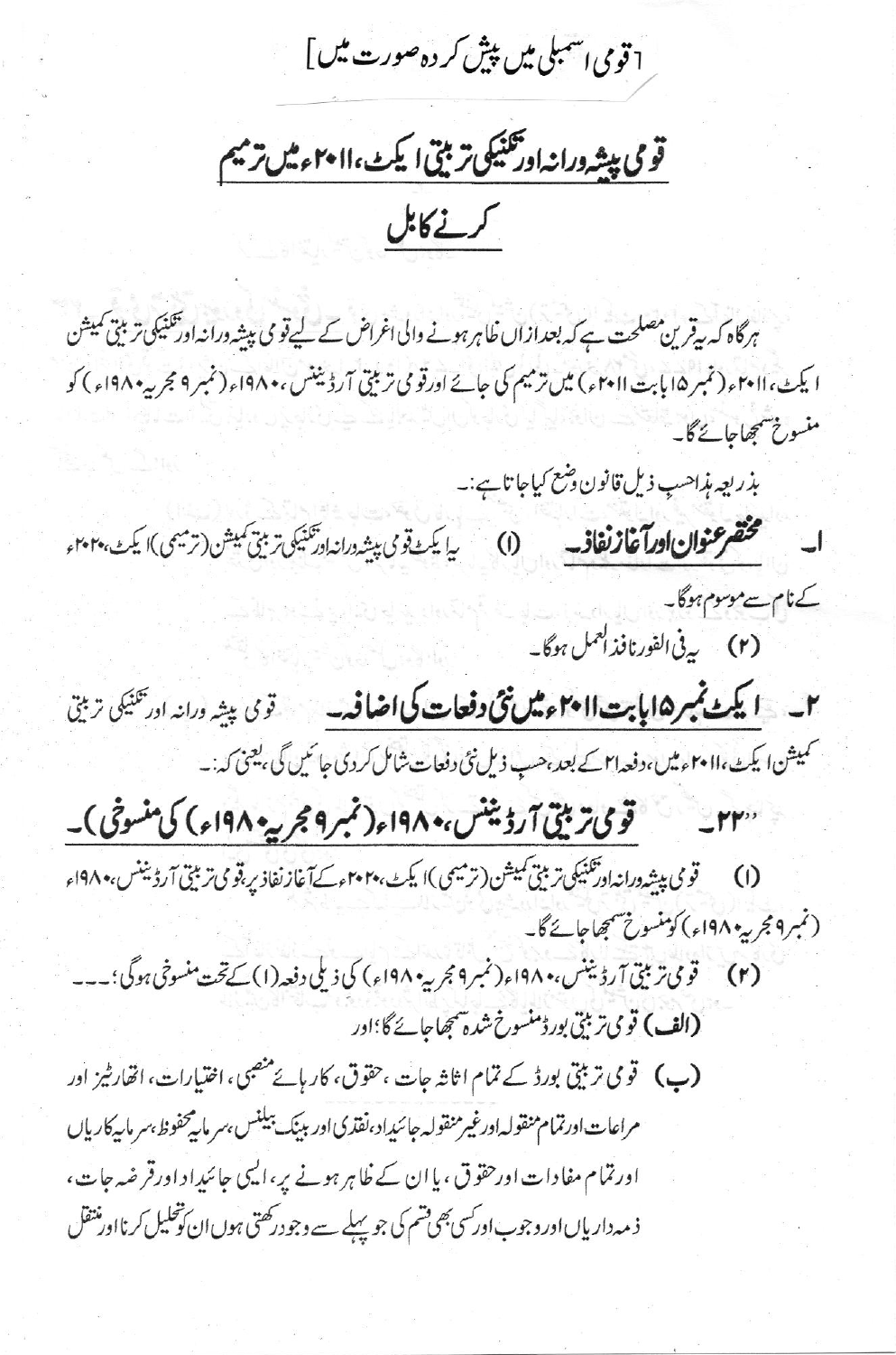[قومی اسمبلی میں پیش کردہ صورت میں]

# قومی پیشہ ورانہ اور تکنیکی تربیتی ایکٹ، ۲۰۱۱ء میں ترمیم کرنے کا بل

ہرگاہ کہ یہ قرین مصلحت ہے کہ بعد ازاں ظاہر ہونے والی اغراض کے لیے قومی پیشہ ورانہ اور تکنیکی تربیتی کمیشن ایکٹ، ۲۰۱۱ء (نمبر ۱۵ بابت ۲۰۱۱ء) میں ترمیم کی جائے اور قومی تربیتی آرڈیننس، ۱۹۸۰ء (نمبر ۹ مجریہ ۱۹۸۰ء) کو منسوخ سمجھا جائے گا۔

بذریعہ ہذا حسبِ ذیل قانون وضع کیا جاتا ہے:۔

۱۔ **مختصر عنوان اور آغاز نفاذ۔** (۱) یہ ایکٹ قومی پیشہ ورانہ اور تکنیکی تربیتی کمیشن (ترمیمی) ایکٹ، ۲۰۲۰ء کے نام سے موسوم ہوگا۔

(۲) یہ فی الفور نافذ العمل ہوگا۔

۲۔ **ایکٹ نمبر ۱۵ بابت ۲۰۱۱ء میں نئی دفعات کی اضافہ۔** قومی پیشہ ورانہ اور تکنیکی تربیتی کمیشن ایکٹ، ۲۰۱۱ء میں، دفعہ ۲۱ کے بعد، حسبِ ذیل نئی دفعات شامل کر دی جائیں گی، یعنی کہ:۔

"۲۲۔ **قومی تربیتی آرڈیننس، ۱۹۸۰ء (نمبر ۹ مجریہ ۱۹۸۰ء) کی منسوخی)۔**

(۱) قومی پیشہ ورانہ اور تکنیکی تربیتی کمیشن (ترمیمی) ایکٹ، ۲۰۲۰ء کے آغاز نفاذ پر، قومی تربیتی آرڈیننس، ۱۹۸۰ء (نمبر ۹ مجریہ ۱۹۸۰ء) کو منسوخ سمجھا جائے گا۔

(۲) قومی تربیتی آرڈیننس، ۱۹۸۰ء (نمبر ۹ مجریہ ۱۹۸۰ء) کی ذیلی دفعہ (۱) کے تحت منسوخی ہوگی؛۔۔۔

(الف) قومی تربیتی بورڈ منسوخ شدہ سمجھا جائے گا؛ اور

(ب) قومی تربیتی بورڈ کے تمام اثاثہ جات، حقوق، کارہائے منصبی، اختیارات، اتھارٹیز اور مراعات اور تمام منقولہ اور غیر منقولہ جائیداد، نقدی اور بینک بیلنس، سرمایہ محفوظ، سرمایہ کاریاں اور تمام مفادات اور حقوق، یا ان کے ظاہر ہونے پر، ایسی جائیداد اور قرضہ جات، ذمہ داریاں اور وجوب اور کسی بھی قسم کی جو پہلے سے وجود رکھتی ہوں ان کو تحلیل کرنا اور منتقل